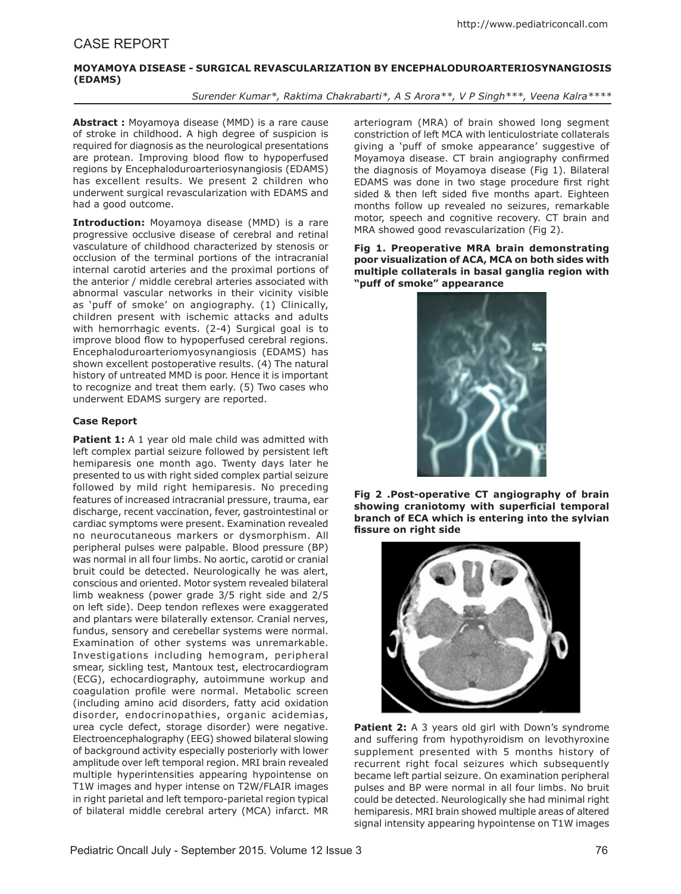CASE REPORT

# MOYAMOYA DISEASE - SURGICAL REVASCULARIZATION BY ENCEPHALODUROARTERIOSYNANGIOSIS (EDAMS)

*Surender Kumar\*, Raktima Chakrabarti\*, A S Arora\*\*, V P Singh\*\*\*, Veena Kalra\*\*\*\**

**Abstract :** Moyamoya disease (MMD) is a rare cause of stroke in childhood. A high degree of suspicion is required for diagnosis as the neurological presentations are protean. Improving blood flow to hypoperfused regions by Encephaloduroarteriosynangiosis (EDAMS) has excellent results. We present 2 children who underwent surgical revascularization with EDAMS and had a good outcome.

**Introduction:** Moyamoya disease (MMD) is a rare progressive occlusive disease of cerebral and retinal vasculature of childhood characterized by stenosis or occlusion of the terminal portions of the intracranial internal carotid arteries and the proximal portions of the anterior / middle cerebral arteries associated with abnormal vascular networks in their vicinity visible as 'puff of smoke' on angiography. (1) Clinically, children present with ischemic attacks and adults with hemorrhagic events. (2-4) Surgical goal is to improve blood flow to hypoperfused cerebral regions. Encephaloduroarteriomyosynangiosis (EDAMS) has shown excellent postoperative results. (4) The natural history of untreated MMD is poor. Hence it is important to recognize and treat them early. (5) Two cases who underwent EDAMS surgery are reported.

### Case Report

**Patient 1:** A 1 year old male child was admitted with left complex partial seizure followed by persistent left hemiparesis one month ago. Twenty days later he presented to us with right sided complex partial seizure followed by mild right hemiparesis. No preceding features of increased intracranial pressure, trauma, ear discharge, recent vaccination, fever, gastrointestinal or cardiac symptoms were present. Examination revealed no neurocutaneous markers or dysmorphism. All peripheral pulses were palpable. Blood pressure (BP) was normal in all four limbs. No aortic, carotid or cranial bruit could be detected. Neurologically he was alert, conscious and oriented. Motor system revealed bilateral limb weakness (power grade 3/5 right side and 2/5 on left side). Deep tendon reflexes were exaggerated and plantars were bilaterally extensor. Cranial nerves, fundus, sensory and cerebellar systems were normal. Examination of other systems was unremarkable. Investigations including hemogram, peripheral smear, sickling test, Mantoux test, electrocardiogram (ECG), echocardiography, autoimmune workup and coagulation profile were normal. Metabolic screen (including amino acid disorders, fatty acid oxidation disorder, endocrinopathies, organic acidemias, urea cycle defect, storage disorder) were negative. Electroencephalography (EEG) showed bilateral slowing of background activity especially posteriorly with lower amplitude over left temporal region. MRI brain revealed multiple hyperintensities appearing hypointense on T1W images and hyper intense on T2W/FLAIR images in right parietal and left temporo-parietal region typical of bilateral middle cerebral artery (MCA) infarct. MR arteriogram (MRA) of brain showed long segment constriction of left MCA with lenticulostriate collaterals giving a 'puff of smoke appearance' suggestive of Moyamoya disease. CT brain angiography confirmed the diagnosis of Moyamoya disease (Fig 1). Bilateral EDAMS was done in two stage procedure first right sided & then left sided five months apart. Eighteen months follow up revealed no seizures, remarkable motor, speech and cognitive recovery. CT brain and MRA showed good revascularization (Fig 2).

**Fig 1. Preoperative MRA brain demonstrating poor visualization of ACA, MCA on both sides with multiple collaterals in basal ganglia region with "puff of smoke" appearance**

**Fig 2 .Post-operative CT angiography of brain showing craniotomy with superficial temporal branch of ECA which is entering into the sylvian fissure on right side**

**Patient 2:** A 3 years old girl with Down's syndrome and suffering from hypothyroidism on levothyroxine supplement presented with 5 months history of recurrent right focal seizures which subsequently became left partial seizure. On examination peripheral pulses and BP were normal in all four limbs. No bruit could be detected. Neurologically she had minimal right hemiparesis. MRI brain showed multiple areas of altered signal intensity appearing hypointense on T1W images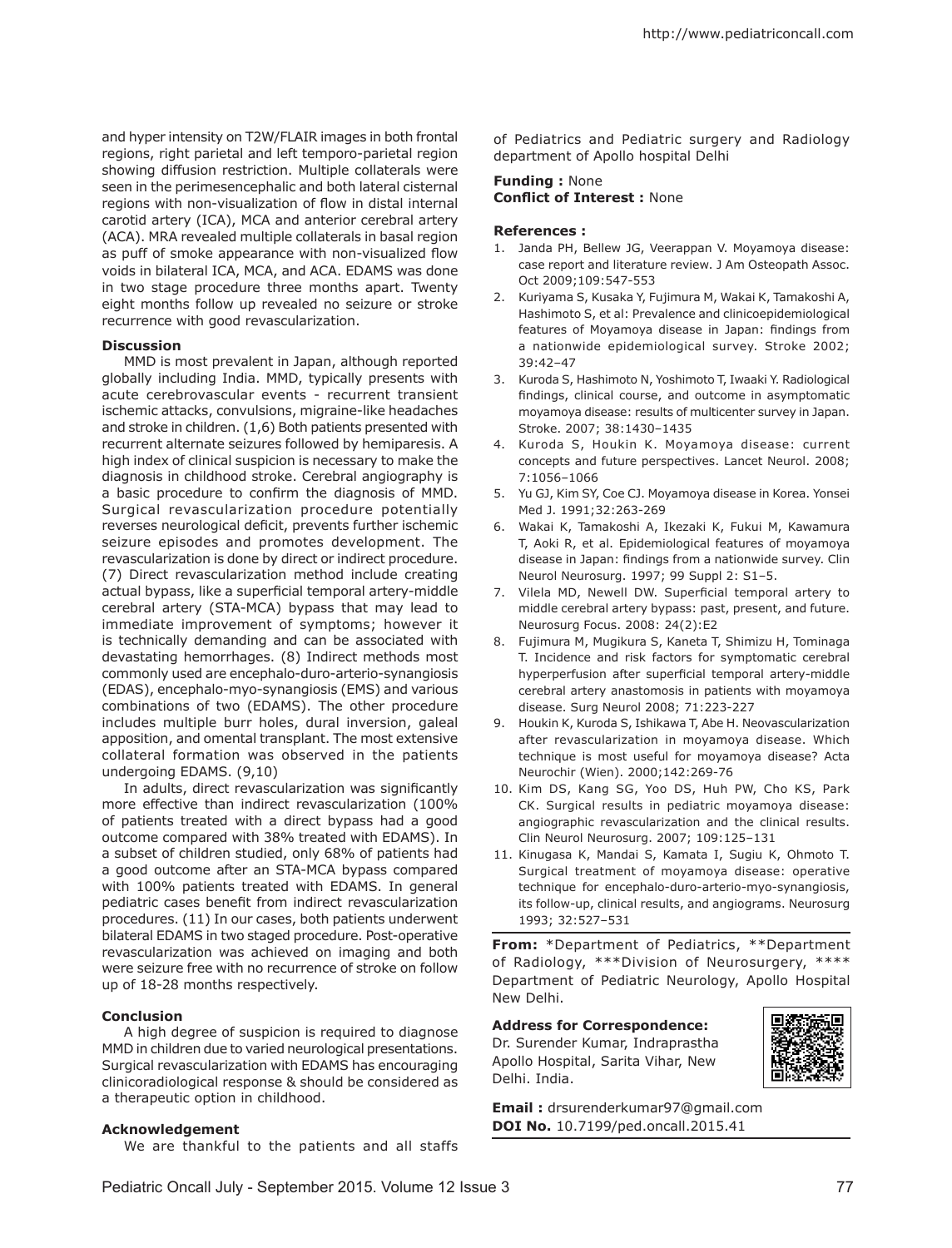and hyper intensity on T2W/FLAIR images in both frontal regions, right parietal and left temporo-parietal region showing diffusion restriction. Multiple collaterals were seen in the perimesencephalic and both lateral cisternal regions with non-visualization of flow in distal internal carotid artery (ICA), MCA and anterior cerebral artery (ACA). MRA revealed multiple collaterals in basal region as puff of smoke appearance with non-visualized flow voids in bilateral ICA, MCA, and ACA. EDAMS was done in two stage procedure three months apart. Twenty eight months follow up revealed no seizure or stroke recurrence with good revascularization.

**Discussion**

MMD is most prevalent in Japan, although reported globally including India. MMD, typically presents with acute cerebrovascular events - recurrent transient ischemic attacks, convulsions, migraine-like headaches and stroke in children. (1,6) Both patients presented with recurrent alternate seizures followed by hemiparesis. A high index of clinical suspicion is necessary to make the diagnosis in childhood stroke. Cerebral angiography is a basic procedure to confirm the diagnosis of MMD. Surgical revascularization procedure potentially reverses neurological deficit, prevents further ischemic seizure episodes and promotes development. The revascularization is done by direct or indirect procedure. (7) Direct revascularization method include creating actual bypass, like a superficial temporal artery-middle cerebral artery (STA-MCA) bypass that may lead to immediate improvement of symptoms; however it is technically demanding and can be associated with devastating hemorrhages. (8) Indirect methods most commonly used are encephalo-duro-arterio-synangiosis (EDAS), encephalo-myo-synangiosis (EMS) and various combinations of two (EDAMS). The other procedure includes multiple burr holes, dural inversion, galeal apposition, and omental transplant. The most extensive collateral formation was observed in the patients undergoing EDAMS. (9,10)

In adults, direct revascularization was significantly more effective than indirect revascularization (100% of patients treated with a direct bypass had a good outcome compared with 38% treated with EDAMS). In a subset of children studied, only 68% of patients had a good outcome after an STA-MCA bypass compared with 100% patients treated with EDAMS. In general pediatric cases benefit from indirect revascularization procedures. (11) In our cases, both patients underwent bilateral EDAMS in two staged procedure. Post-operative revascularization was achieved on imaging and both were seizure free with no recurrence of stroke on follow up of 18-28 months respectively.

**Conclusion**

A high degree of suspicion is required to diagnose MMD in children due to varied neurological presentations. Surgical revascularization with EDAMS has encouraging clinicoradiological response & should be considered as a therapeutic option in childhood.

**Acknowledgement**

We are thankful to the patients and all staffs of Pediatrics and Pediatric surgery and Radiology department of Apollo hospital Delhi

**Funding :** None
**Conflict of Interest :** None

**References :**

1. Janda PH, Bellew JG, Veerappan V. Moyamoya disease: case report and literature review. J Am Osteopath Assoc. Oct 2009;109:547-553
2. Kuriyama S, Kusaka Y, Fujimura M, Wakai K, Tamakoshi A, Hashimoto S, et al: Prevalence and clinicoepidemiological features of Moyamoya disease in Japan: findings from a nationwide epidemiological survey. Stroke 2002; 39:42–47
3. Kuroda S, Hashimoto N, Yoshimoto T, Iwaaki Y. Radiological findings, clinical course, and outcome in asymptomatic moyamoya disease: results of multicenter survey in Japan. Stroke. 2007; 38:1430–1435
4. Kuroda S, Houkin K. Moyamoya disease: current concepts and future perspectives. Lancet Neurol. 2008; 7:1056–1066
5. Yu GJ, Kim SY, Coe CJ. Moyamoya disease in Korea. Yonsei Med J. 1991;32:263-269
6. Wakai K, Tamakoshi A, Ikezaki K, Fukui M, Kawamura T, Aoki R, et al. Epidemiological features of moyamoya disease in Japan: findings from a nationwide survey. Clin Neurol Neurosurg. 1997; 99 Suppl 2: S1–5.
7. Vilela MD, Newell DW. Superficial temporal artery to middle cerebral artery bypass: past, present, and future. Neurosurg Focus. 2008: 24(2):E2
8. Fujimura M, Mugikura S, Kaneta T, Shimizu H, Tominaga T. Incidence and risk factors for symptomatic cerebral hyperperfusion after superficial temporal artery-middle cerebral artery anastomosis in patients with moyamoya disease. Surg Neurol 2008; 71:223-227
9. Houkin K, Kuroda S, Ishikawa T, Abe H. Neovascularization after revascularization in moyamoya disease. Which technique is most useful for moyamoya disease? Acta Neurochir (Wien). 2000;142:269-76
10. Kim DS, Kang SG, Yoo DS, Huh PW, Cho KS, Park CK. Surgical results in pediatric moyamoya disease: angiographic revascularization and the clinical results. Clin Neurol Neurosurg. 2007; 109:125–131
11. Kinugasa K, Mandai S, Kamata I, Sugiu K, Ohmoto T. Surgical treatment of moyamoya disease: operative technique for encephalo-duro-arterio-myo-synangiosis, its follow-up, clinical results, and angiograms. Neurosurg 1993; 32:527–531

**From:** *Department of Pediatrics, **Department of Radiology, ***Division of Neurosurgery, **** Department of Pediatric Neurology, Apollo Hospital New Delhi.

**Address for Correspondence:**
Dr. Surender Kumar, Indraprastha Apollo Hospital, Sarita Vihar, New Delhi. India.

**Email :** drsurenderkumar97@gmail.com
**DOI No.** 10.7199/ped.oncall.2015.41